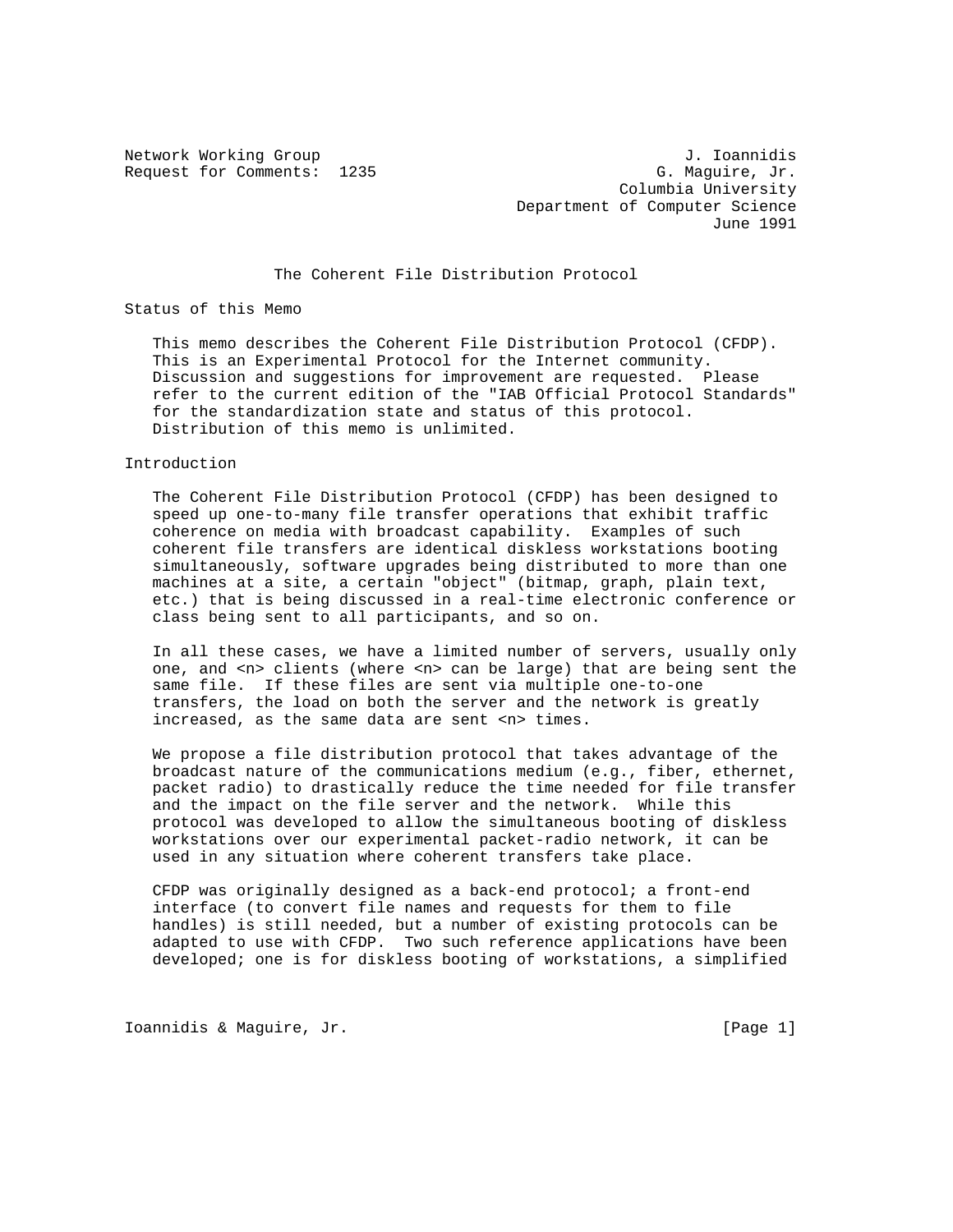Network Working Group J. Ioannidis
Request for Comments: 1235 G. Maguire, Jr.
Columbia University
Department of Computer Science
June 1991

# The Coherent File Distribution Protocol

## Status of this Memo

This memo describes the Coherent File Distribution Protocol (CFDP). This is an Experimental Protocol for the Internet community. Discussion and suggestions for improvement are requested. Please refer to the current edition of the "IAB Official Protocol Standards" for the standardization state and status of this protocol. Distribution of this memo is unlimited.

## Introduction

The Coherent File Distribution Protocol (CFDP) has been designed to speed up one-to-many file transfer operations that exhibit traffic coherence on media with broadcast capability. Examples of such coherent file transfers are identical diskless workstations booting simultaneously, software upgrades being distributed to more than one machines at a site, a certain "object" (bitmap, graph, plain text, etc.) that is being discussed in a real-time electronic conference or class being sent to all participants, and so on.

In all these cases, we have a limited number of servers, usually only one, and <n> clients (where <n> can be large) that are being sent the same file. If these files are sent via multiple one-to-one transfers, the load on both the server and the network is greatly increased, as the same data are sent <n> times.

We propose a file distribution protocol that takes advantage of the broadcast nature of the communications medium (e.g., fiber, ethernet, packet radio) to drastically reduce the time needed for file transfer and the impact on the file server and the network. While this protocol was developed to allow the simultaneous booting of diskless workstations over our experimental packet-radio network, it can be used in any situation where coherent transfers take place.

CFDP was originally designed as a back-end protocol; a front-end interface (to convert file names and requests for them to file handles) is still needed, but a number of existing protocols can be adapted to use with CFDP. Two such reference applications have been developed; one is for diskless booting of workstations, a simplified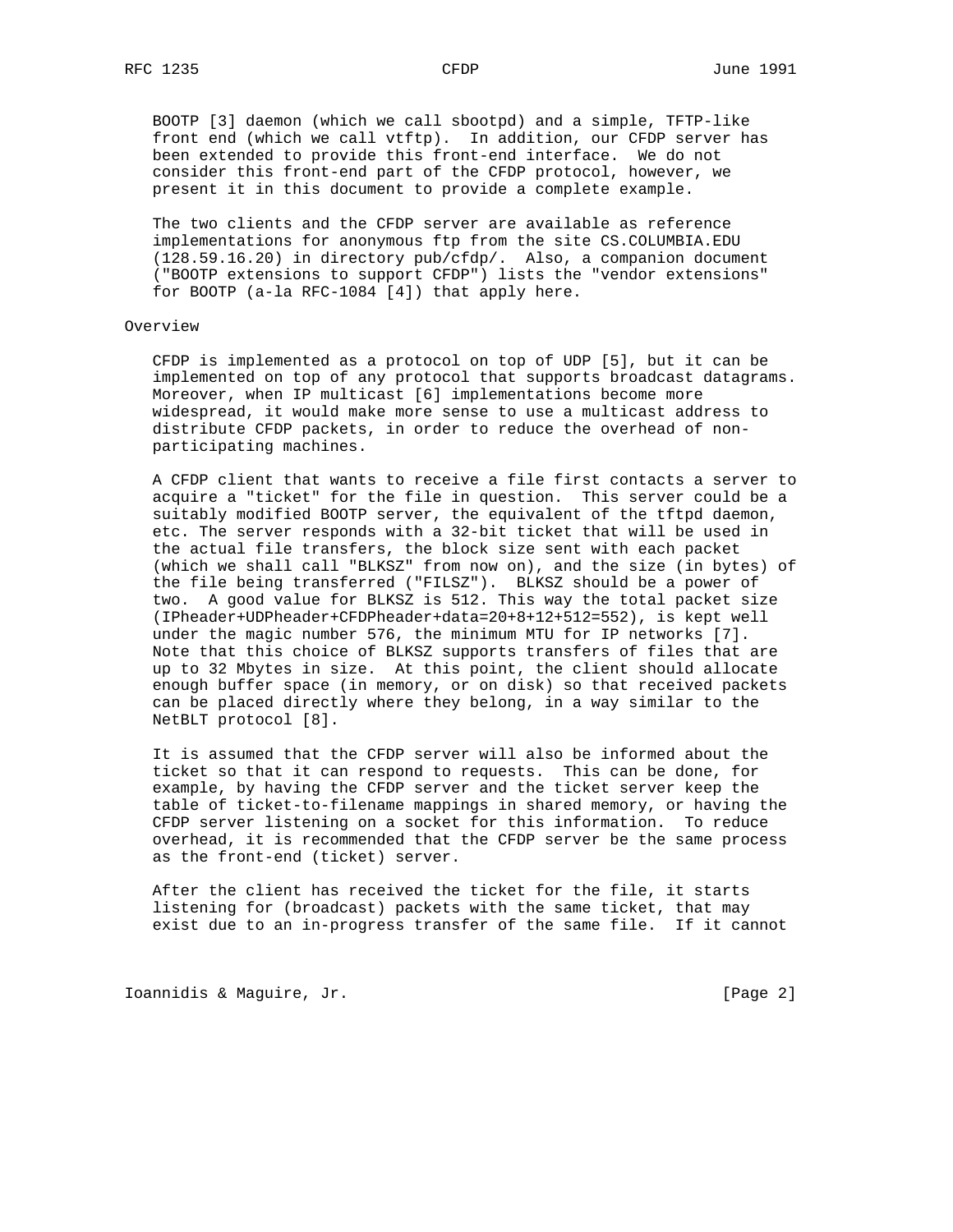BOOTP [3] daemon (which we call sbootpd) and a simple, TFTP-like front end (which we call vtftp). In addition, our CFDP server has been extended to provide this front-end interface. We do not consider this front-end part of the CFDP protocol, however, we present it in this document to provide a complete example.

The two clients and the CFDP server are available as reference implementations for anonymous ftp from the site CS.COLUMBIA.EDU (128.59.16.20) in directory pub/cfdp/. Also, a companion document ("BOOTP extensions to support CFDP") lists the "vendor extensions" for BOOTP (a-la RFC-1084 [4]) that apply here.

## Overview

CFDP is implemented as a protocol on top of UDP [5], but it can be implemented on top of any protocol that supports broadcast datagrams. Moreover, when IP multicast [6] implementations become more widespread, it would make more sense to use a multicast address to distribute CFDP packets, in order to reduce the overhead of non-participating machines.

A CFDP client that wants to receive a file first contacts a server to acquire a "ticket" for the file in question. This server could be a suitably modified BOOTP server, the equivalent of the tftpd daemon, etc. The server responds with a 32-bit ticket that will be used in the actual file transfers, the block size sent with each packet (which we shall call "BLKSZ" from now on), and the size (in bytes) of the file being transferred ("FILSZ"). BLKSZ should be a power of two. A good value for BLKSZ is 512. This way the total packet size (IPheader+UDPheader+CFDPheader+data=20+8+12+512=552), is kept well under the magic number 576, the minimum MTU for IP networks [7]. Note that this choice of BLKSZ supports transfers of files that are up to 32 Mbytes in size. At this point, the client should allocate enough buffer space (in memory, or on disk) so that received packets can be placed directly where they belong, in a way similar to the NetBLT protocol [8].

It is assumed that the CFDP server will also be informed about the ticket so that it can respond to requests. This can be done, for example, by having the CFDP server and the ticket server keep the table of ticket-to-filename mappings in shared memory, or having the CFDP server listening on a socket for this information. To reduce overhead, it is recommended that the CFDP server be the same process as the front-end (ticket) server.

After the client has received the ticket for the file, it starts listening for (broadcast) packets with the same ticket, that may exist due to an in-progress transfer of the same file. If it cannot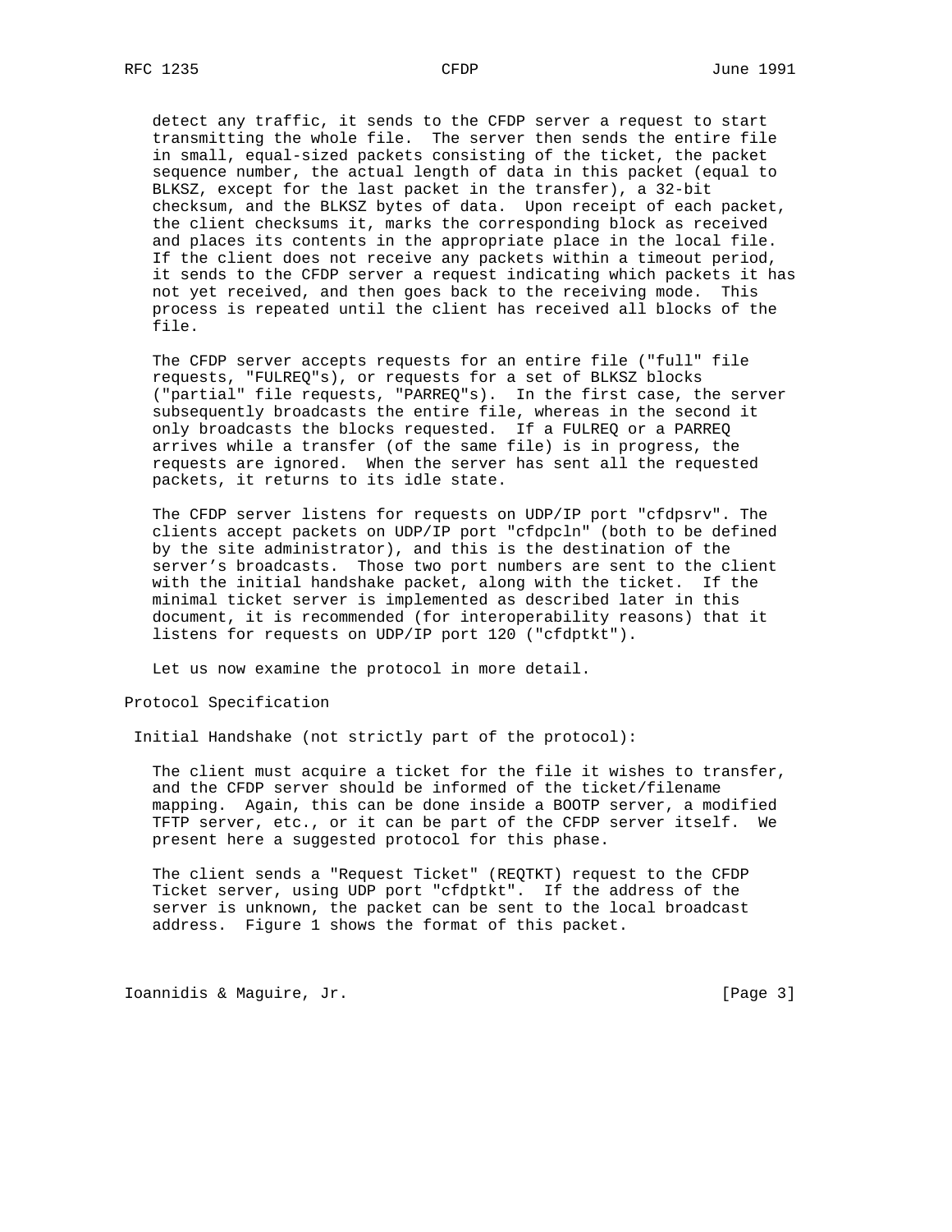detect any traffic, it sends to the CFDP server a request to start transmitting the whole file. The server then sends the entire file in small, equal-sized packets consisting of the ticket, the packet sequence number, the actual length of data in this packet (equal to BLKSZ, except for the last packet in the transfer), a 32-bit checksum, and the BLKSZ bytes of data. Upon receipt of each packet, the client checksums it, marks the corresponding block as received and places its contents in the appropriate place in the local file. If the client does not receive any packets within a timeout period, it sends to the CFDP server a request indicating which packets it has not yet received, and then goes back to the receiving mode. This process is repeated until the client has received all blocks of the file.

The CFDP server accepts requests for an entire file ("full" file requests, "FULREQ"s), or requests for a set of BLKSZ blocks ("partial" file requests, "PARREQ"s). In the first case, the server subsequently broadcasts the entire file, whereas in the second it only broadcasts the blocks requested. If a FULREQ or a PARREQ arrives while a transfer (of the same file) is in progress, the requests are ignored. When the server has sent all the requested packets, it returns to its idle state.

The CFDP server listens for requests on UDP/IP port "cfdpsrv". The clients accept packets on UDP/IP port "cfdpcln" (both to be defined by the site administrator), and this is the destination of the server's broadcasts. Those two port numbers are sent to the client with the initial handshake packet, along with the ticket. If the minimal ticket server is implemented as described later in this document, it is recommended (for interoperability reasons) that it listens for requests on UDP/IP port 120 ("cfdptkt").

Let us now examine the protocol in more detail.

## Protocol Specification

### Initial Handshake (not strictly part of the protocol):

The client must acquire a ticket for the file it wishes to transfer, and the CFDP server should be informed of the ticket/filename mapping. Again, this can be done inside a BOOTP server, a modified TFTP server, etc., or it can be part of the CFDP server itself. We present here a suggested protocol for this phase.

The client sends a "Request Ticket" (REQTKT) request to the CFDP Ticket server, using UDP port "cfdptkt". If the address of the server is unknown, the packet can be sent to the local broadcast address. Figure 1 shows the format of this packet.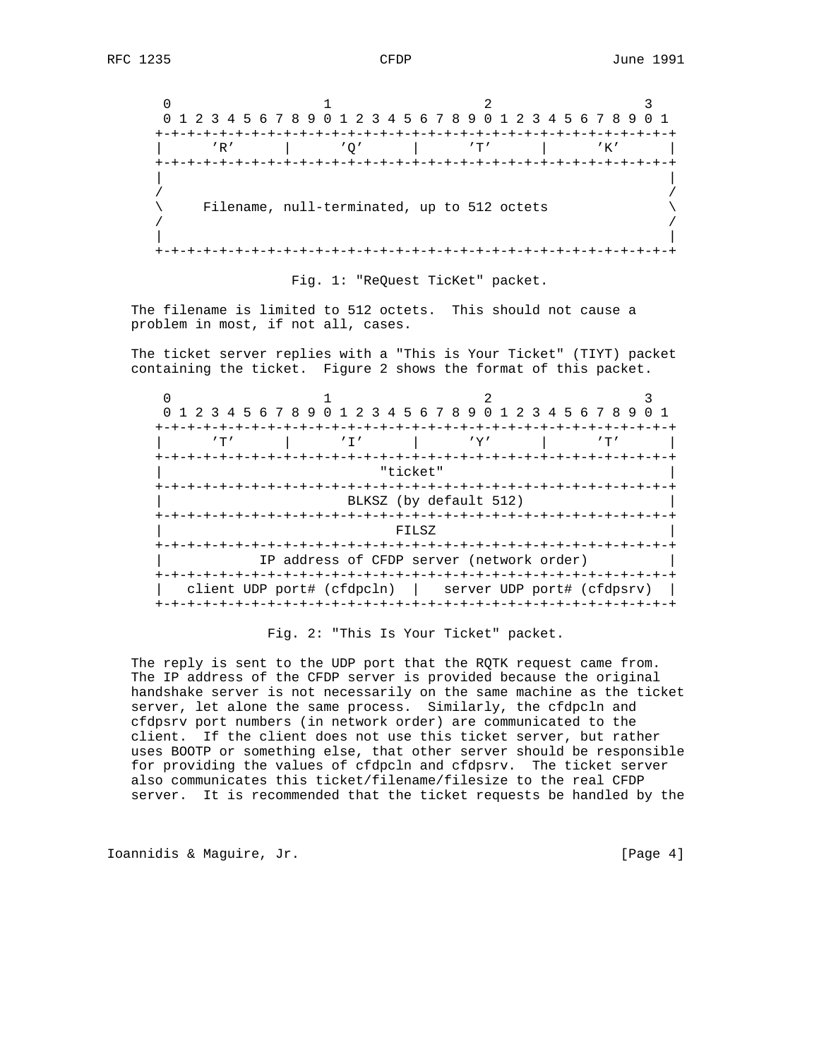```
     0                   1                   2                   3
     0 1 2 3 4 5 6 7 8 9 0 1 2 3 4 5 6 7 8 9 0 1 2 3 4 5 6 7 8 9 0 1
    +-+-+-+-+-+-+-+-+-+-+-+-+-+-+-+-+-+-+-+-+-+-+-+-+-+-+-+-+-+-+-+-+
    |      'R'      |      'Q'      |      'T'      |      'K'      |
    +-+-+-+-+-+-+-+-+-+-+-+-+-+-+-+-+-+-+-+-+-+-+-+-+-+-+-+-+-+-+-+-+
    |                                                               |
    /                                                               /
    \     Filename, null-terminated, up to 512 octets               \
    /                                                               /
    |                                                               |
    +-+-+-+-+-+-+-+-+-+-+-+-+-+-+-+-+-+-+-+-+-+-+-+-+-+-+-+-+-+-+-+-+
```

Fig. 1: "ReQuest TicKet" packet.

The filename is limited to 512 octets. This should not cause a problem in most, if not all, cases.

The ticket server replies with a "This is Your Ticket" (TIYT) packet containing the ticket. Figure 2 shows the format of this packet.

```
     0                   1                   2                   3
     0 1 2 3 4 5 6 7 8 9 0 1 2 3 4 5 6 7 8 9 0 1 2 3 4 5 6 7 8 9 0 1
    +-+-+-+-+-+-+-+-+-+-+-+-+-+-+-+-+-+-+-+-+-+-+-+-+-+-+-+-+-+-+-+-+
    |      'T'      |      'I'      |      'Y'      |      'T'      |
    +-+-+-+-+-+-+-+-+-+-+-+-+-+-+-+-+-+-+-+-+-+-+-+-+-+-+-+-+-+-+-+-+
    |                           "ticket"                            |
    +-+-+-+-+-+-+-+-+-+-+-+-+-+-+-+-+-+-+-+-+-+-+-+-+-+-+-+-+-+-+-+-+
    |                     BLKSZ (by default 512)                    |
    +-+-+-+-+-+-+-+-+-+-+-+-+-+-+-+-+-+-+-+-+-+-+-+-+-+-+-+-+-+-+-+-+
    |                             FILSZ                             |
    +-+-+-+-+-+-+-+-+-+-+-+-+-+-+-+-+-+-+-+-+-+-+-+-+-+-+-+-+-+-+-+-+
    |           IP address of CFDP server (network order)           |
    +-+-+-+-+-+-+-+-+-+-+-+-+-+-+-+-+-+-+-+-+-+-+-+-+-+-+-+-+-+-+-+-+
    |  client UDP port# (cfdpcln)  |   server UDP port# (cfdpsrv)  |
    +-+-+-+-+-+-+-+-+-+-+-+-+-+-+-+-+-+-+-+-+-+-+-+-+-+-+-+-+-+-+-+-+
```

Fig. 2: "This Is Your Ticket" packet.

The reply is sent to the UDP port that the RQTK request came from. The IP address of the CFDP server is provided because the original handshake server is not necessarily on the same machine as the ticket server, let alone the same process. Similarly, the cfdpcln and cfdpsrv port numbers (in network order) are communicated to the client. If the client does not use this ticket server, but rather uses BOOTP or something else, that other server should be responsible for providing the values of cfdpcln and cfdpsrv. The ticket server also communicates this ticket/filename/filesize to the real CFDP server. It is recommended that the ticket requests be handled by the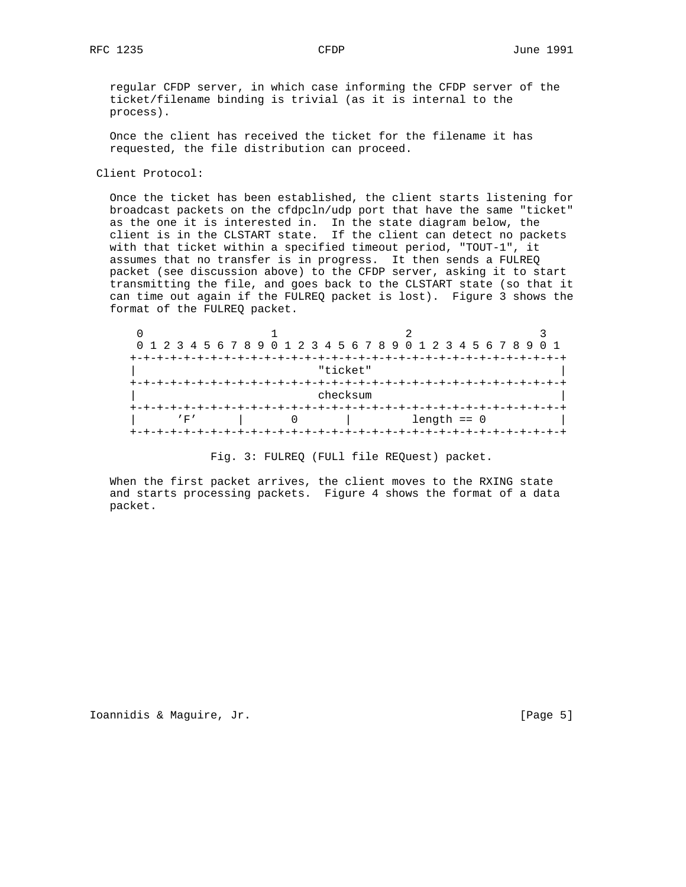regular CFDP server, in which case informing the CFDP server of the ticket/filename binding is trivial (as it is internal to the process).

Once the client has received the ticket for the filename it has requested, the file distribution can proceed.

Client Protocol:

Once the ticket has been established, the client starts listening for broadcast packets on the cfdpcln/udp port that have the same "ticket" as the one it is interested in. In the state diagram below, the client is in the CLSTART state. If the client can detect no packets with that ticket within a specified timeout period, "TOUT-1", it assumes that no transfer is in progress. It then sends a FULREQ packet (see discussion above) to the CFDP server, asking it to start transmitting the file, and goes back to the CLSTART state (so that it can time out again if the FULREQ packet is lost). Figure 3 shows the format of the FULREQ packet.

```
 0                   1                   2                   3
 0 1 2 3 4 5 6 7 8 9 0 1 2 3 4 5 6 7 8 9 0 1 2 3 4 5 6 7 8 9 0 1
+-+-+-+-+-+-+-+-+-+-+-+-+-+-+-+-+-+-+-+-+-+-+-+-+-+-+-+-+-+-+-+-+
|                            "ticket"                           |
+-+-+-+-+-+-+-+-+-+-+-+-+-+-+-+-+-+-+-+-+-+-+-+-+-+-+-+-+-+-+-+-+
|                            checksum                           |
+-+-+-+-+-+-+-+-+-+-+-+-+-+-+-+-+-+-+-+-+-+-+-+-+-+-+-+-+-+-+-+-+
|      'F'      |       0       |         length == 0           |
+-+-+-+-+-+-+-+-+-+-+-+-+-+-+-+-+-+-+-+-+-+-+-+-+-+-+-+-+-+-+-+-+
```

Fig. 3: FULREQ (FULl file REQuest) packet.

When the first packet arrives, the client moves to the RXING state and starts processing packets. Figure 4 shows the format of a data packet.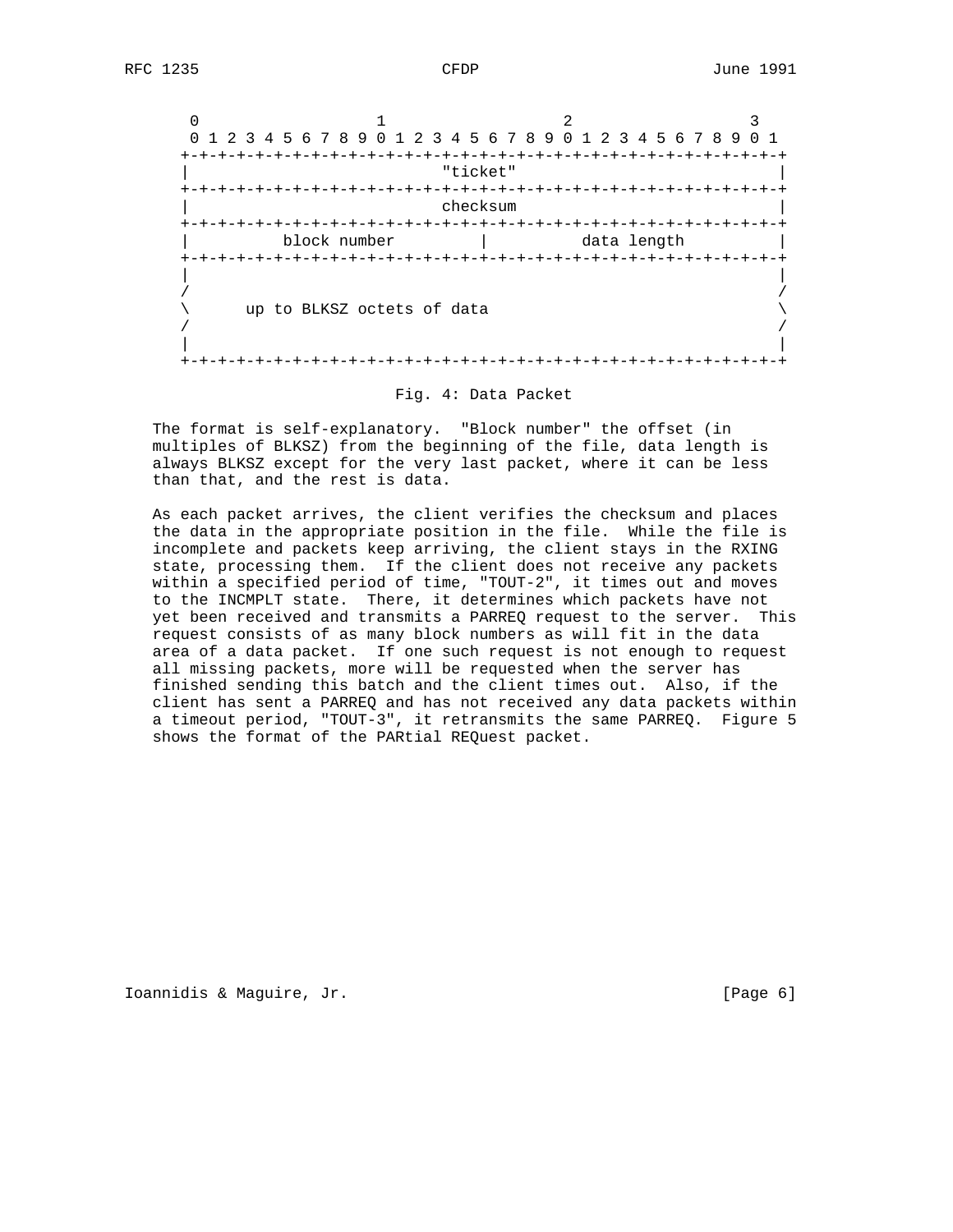```
 0                   1                   2                   3
 0 1 2 3 4 5 6 7 8 9 0 1 2 3 4 5 6 7 8 9 0 1 2 3 4 5 6 7 8 9 0 1
+-+-+-+-+-+-+-+-+-+-+-+-+-+-+-+-+-+-+-+-+-+-+-+-+-+-+-+-+-+-+-+-+
|                            "ticket"                           |
+-+-+-+-+-+-+-+-+-+-+-+-+-+-+-+-+-+-+-+-+-+-+-+-+-+-+-+-+-+-+-+-+
|                            checksum                           |
+-+-+-+-+-+-+-+-+-+-+-+-+-+-+-+-+-+-+-+-+-+-+-+-+-+-+-+-+-+-+-+-+
|          block number         |          data length          |
+-+-+-+-+-+-+-+-+-+-+-+-+-+-+-+-+-+-+-+-+-+-+-+-+-+-+-+-+-+-+-+-+
|                                                               |
/                                                               /
\      up to BLKSZ octets of data                               \
/                                                               /
|                                                               |
+-+-+-+-+-+-+-+-+-+-+-+-+-+-+-+-+-+-+-+-+-+-+-+-+-+-+-+-+-+-+-+-+
```

Fig. 4: Data Packet

The format is self-explanatory. "Block number" the offset (in multiples of BLKSZ) from the beginning of the file, data length is always BLKSZ except for the very last packet, where it can be less than that, and the rest is data.

As each packet arrives, the client verifies the checksum and places the data in the appropriate position in the file. While the file is incomplete and packets keep arriving, the client stays in the RXING state, processing them. If the client does not receive any packets within a specified period of time, "TOUT-2", it times out and moves to the INCMPLT state. There, it determines which packets have not yet been received and transmits a PARREQ request to the server. This request consists of as many block numbers as will fit in the data area of a data packet. If one such request is not enough to request all missing packets, more will be requested when the server has finished sending this batch and the client times out. Also, if the client has sent a PARREQ and has not received any data packets within a timeout period, "TOUT-3", it retransmits the same PARREQ. Figure 5 shows the format of the PARtial REQuest packet.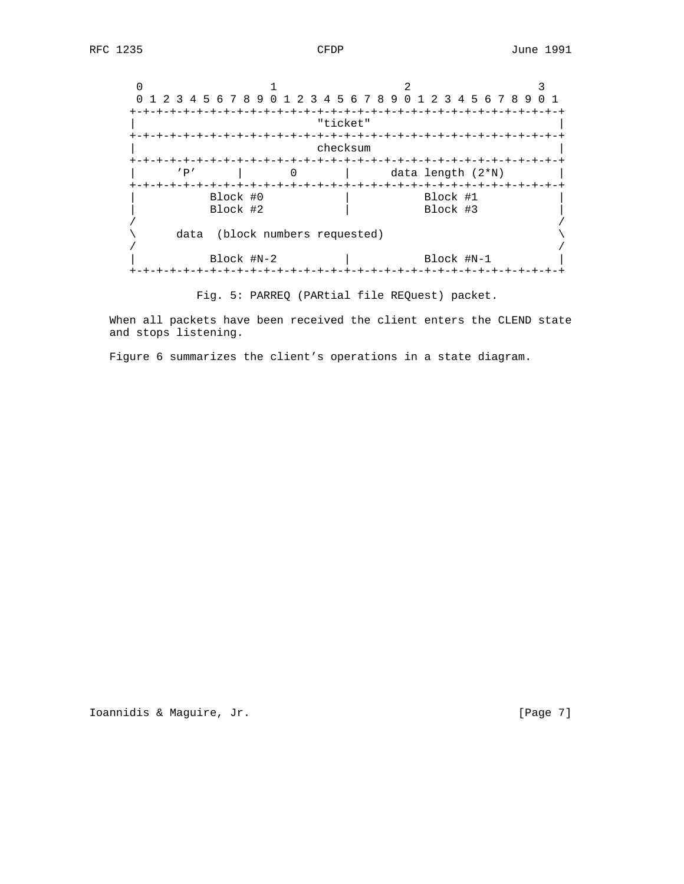```
 0                   1                   2                   3
 0 1 2 3 4 5 6 7 8 9 0 1 2 3 4 5 6 7 8 9 0 1 2 3 4 5 6 7 8 9 0 1
+-+-+-+-+-+-+-+-+-+-+-+-+-+-+-+-+-+-+-+-+-+-+-+-+-+-+-+-+-+-+-+-+
|                            "ticket"                           |
+-+-+-+-+-+-+-+-+-+-+-+-+-+-+-+-+-+-+-+-+-+-+-+-+-+-+-+-+-+-+-+-+
|                            checksum                           |
+-+-+-+-+-+-+-+-+-+-+-+-+-+-+-+-+-+-+-+-+-+-+-+-+-+-+-+-+-+-+-+-+
|      'P'      |       0       |      data length (2*N)        |
+-+-+-+-+-+-+-+-+-+-+-+-+-+-+-+-+-+-+-+-+-+-+-+-+-+-+-+-+-+-+-+-+
|           Block #0            |           Block #1            |
|           Block #2            |           Block #3            |
/                                                               /
\      data  (block numbers requested)                          \
/                                                               /
|           Block #N-2          |           Block #N-1          |
+-+-+-+-+-+-+-+-+-+-+-+-+-+-+-+-+-+-+-+-+-+-+-+-+-+-+-+-+-+-+-+-+
```

Fig. 5: PARREQ (PARtial file REQuest) packet.

When all packets have been received the client enters the CLEND state and stops listening.

Figure 6 summarizes the client's operations in a state diagram.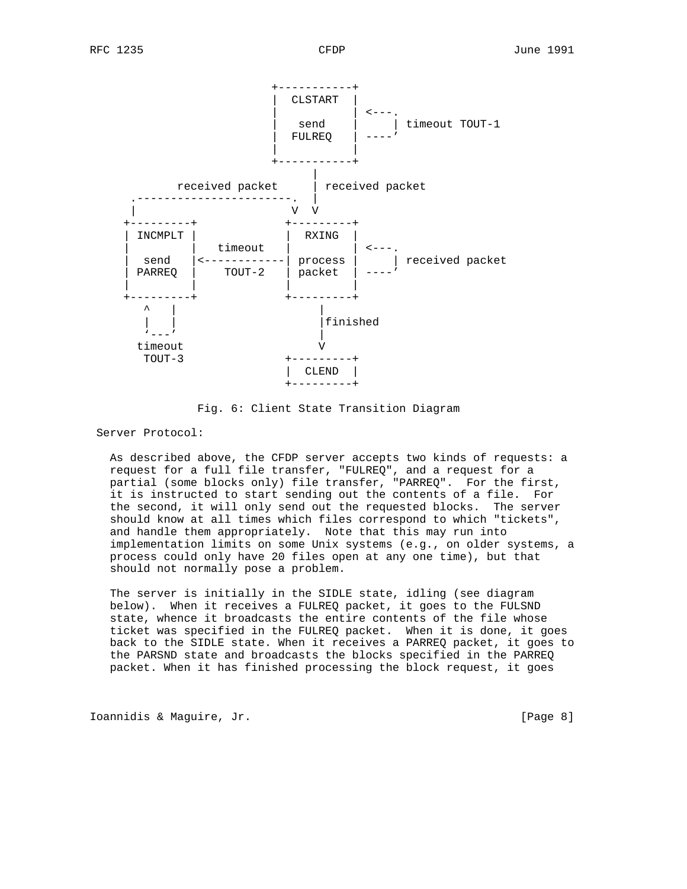```
                          +-----------+
                          |  CLSTART  |
                          |           | <---.
                          |   send    |     | timeout TOUT-1
                          |  FULREQ   | ----'
                          |           |
                          +-----------+
                                |
          received packet       | received packet
      .-----------------------. |
      |                       V  V
    +---------+             +---------+
    | INCMPLT |             |  RXING  |
    |         |   timeout   |         | <---.
    |  send   |<------------| process |     | received packet
    | PARREQ  |    TOUT-2   | packet  | ----'
    |         |             |         |
    +---------+             +---------+
       ^   |                     |
       |   |                     |finished
       '---'                     |
     timeout                     V
      TOUT-3                +---------+
                            |  CLEND  |
                            +---------+
```

Fig. 6: Client State Transition Diagram

Server Protocol:

As described above, the CFDP server accepts two kinds of requests: a request for a full file transfer, "FULREQ", and a request for a partial (some blocks only) file transfer, "PARREQ". For the first, it is instructed to start sending out the contents of a file. For the second, it will only send out the requested blocks. The server should know at all times which files correspond to which "tickets", and handle them appropriately. Note that this may run into implementation limits on some Unix systems (e.g., on older systems, a process could only have 20 files open at any one time), but that should not normally pose a problem.

The server is initially in the SIDLE state, idling (see diagram below). When it receives a FULREQ packet, it goes to the FULSND state, whence it broadcasts the entire contents of the file whose ticket was specified in the FULREQ packet. When it is done, it goes back to the SIDLE state. When it receives a PARREQ packet, it goes to the PARSND state and broadcasts the blocks specified in the PARREQ packet. When it has finished processing the block request, it goes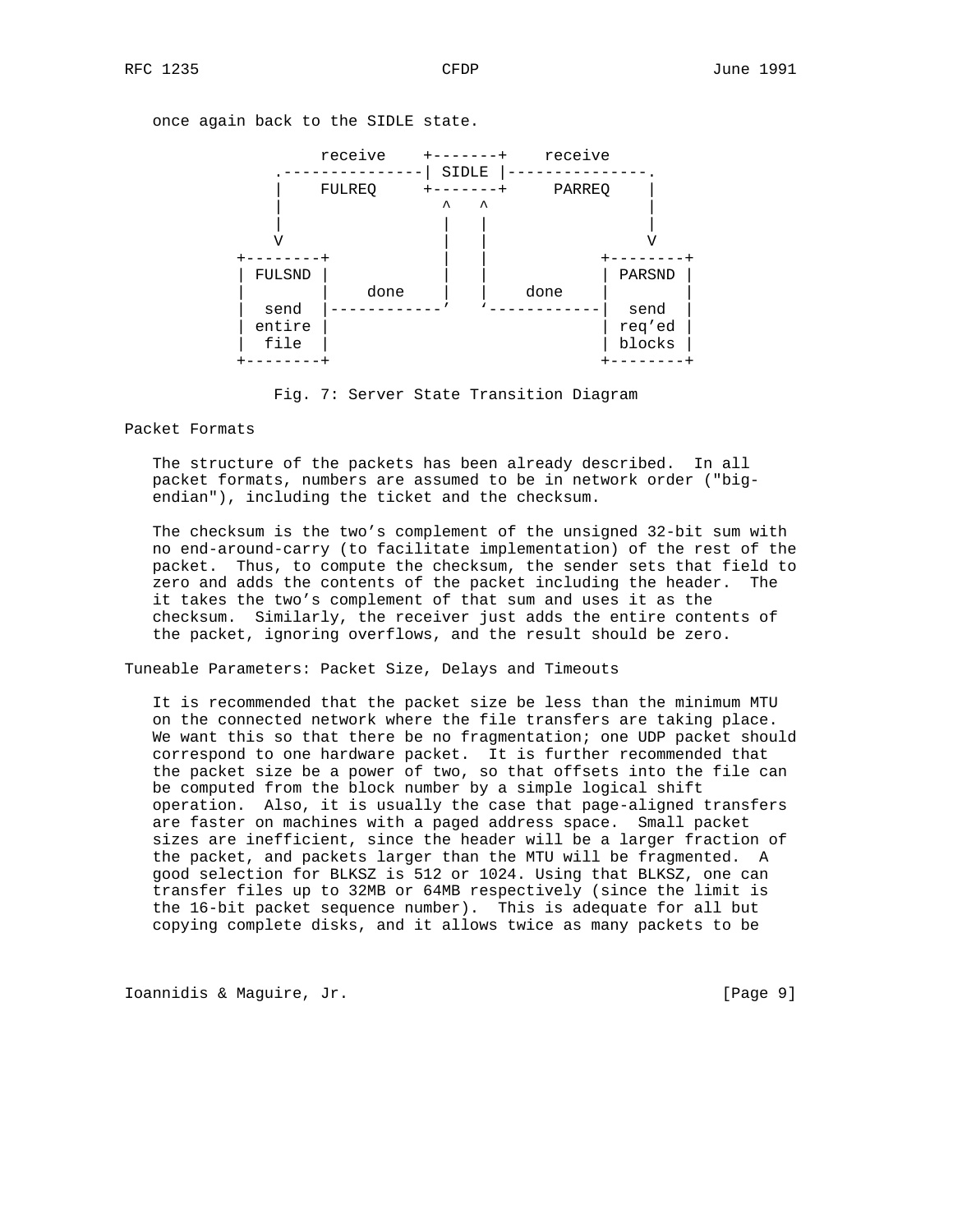once again back to the SIDLE state.

```
               receive    +-------+    receive
       .---------------| SIDLE |---------------.
       |    FULREQ     +-------+     PARREQ    |
       |                 ^   ^                 |
       |                 |   |                 |
       V                 |   |                 V
   +--------+            |   |            +--------+
   | FULSND |            |   |            | PARSND |
   |        |   done     |   |    done    |        |
   |  send  |------------'   `------------|  send  |
   | entire |                             | req'ed |
   |  file  |                             | blocks |
   +--------+                             +--------+
```

Fig. 7: Server State Transition Diagram

## Packet Formats

The structure of the packets has been already described. In all packet formats, numbers are assumed to be in network order ("big-endian"), including the ticket and the checksum.

The checksum is the two's complement of the unsigned 32-bit sum with no end-around-carry (to facilitate implementation) of the rest of the packet. Thus, to compute the checksum, the sender sets that field to zero and adds the contents of the packet including the header. The it takes the two's complement of that sum and uses it as the checksum. Similarly, the receiver just adds the entire contents of the packet, ignoring overflows, and the result should be zero.

## Tuneable Parameters: Packet Size, Delays and Timeouts

It is recommended that the packet size be less than the minimum MTU on the connected network where the file transfers are taking place. We want this so that there be no fragmentation; one UDP packet should correspond to one hardware packet. It is further recommended that the packet size be a power of two, so that offsets into the file can be computed from the block number by a simple logical shift operation. Also, it is usually the case that page-aligned transfers are faster on machines with a paged address space. Small packet sizes are inefficient, since the header will be a larger fraction of the packet, and packets larger than the MTU will be fragmented. A good selection for BLKSZ is 512 or 1024. Using that BLKSZ, one can transfer files up to 32MB or 64MB respectively (since the limit is the 16-bit packet sequence number). This is adequate for all but copying complete disks, and it allows twice as many packets to be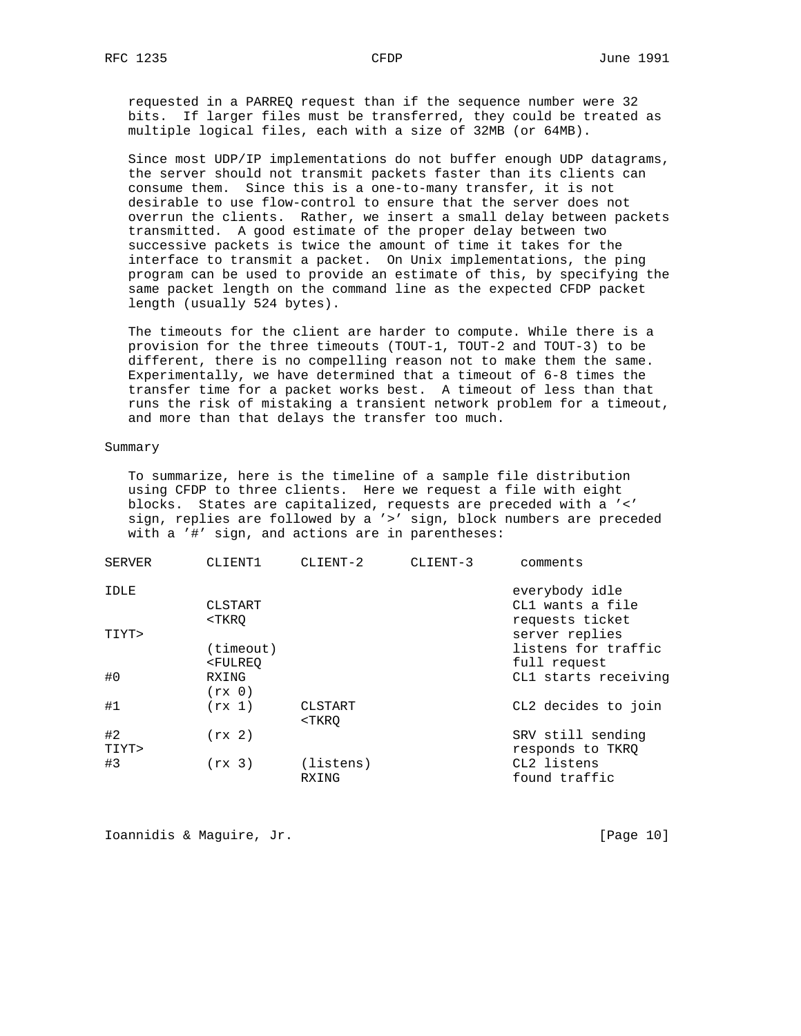requested in a PARREQ request than if the sequence number were 32 bits. If larger files must be transferred, they could be treated as multiple logical files, each with a size of 32MB (or 64MB).

Since most UDP/IP implementations do not buffer enough UDP datagrams, the server should not transmit packets faster than its clients can consume them. Since this is a one-to-many transfer, it is not desirable to use flow-control to ensure that the server does not overrun the clients. Rather, we insert a small delay between packets transmitted. A good estimate of the proper delay between two successive packets is twice the amount of time it takes for the interface to transmit a packet. On Unix implementations, the ping program can be used to provide an estimate of this, by specifying the same packet length on the command line as the expected CFDP packet length (usually 524 bytes).

The timeouts for the client are harder to compute. While there is a provision for the three timeouts (TOUT-1, TOUT-2 and TOUT-3) to be different, there is no compelling reason not to make them the same. Experimentally, we have determined that a timeout of 6-8 times the transfer time for a packet works best. A timeout of less than that runs the risk of mistaking a transient network problem for a timeout, and more than that delays the transfer too much.

## Summary

To summarize, here is the timeline of a sample file distribution using CFDP to three clients. Here we request a file with eight blocks. States are capitalized, requests are preceded with a '<' sign, replies are followed by a '>' sign, block numbers are preceded with a '#' sign, and actions are in parentheses:

```
SERVER        CLIENT1      CLIENT-2      CLIENT-3      comments

IDLE                                                  everybody idle
              CLSTART                                 CL1 wants a file
              <TKRQ                                   requests ticket
TIYT>                                                 server replies
              (timeout)                               listens for traffic
              <FULREQ                                 full request
#0            RXING                                   CL1 starts receiving
              (rx 0)
#1            (rx 1)       CLSTART                    CL2 decides to join
                           <TKRQ
#2            (rx 2)                                  SRV still sending
TIYT>                                                 responds to TKRQ
#3            (rx 3)       (listens)                  CL2 listens
                           RXING                      found traffic
```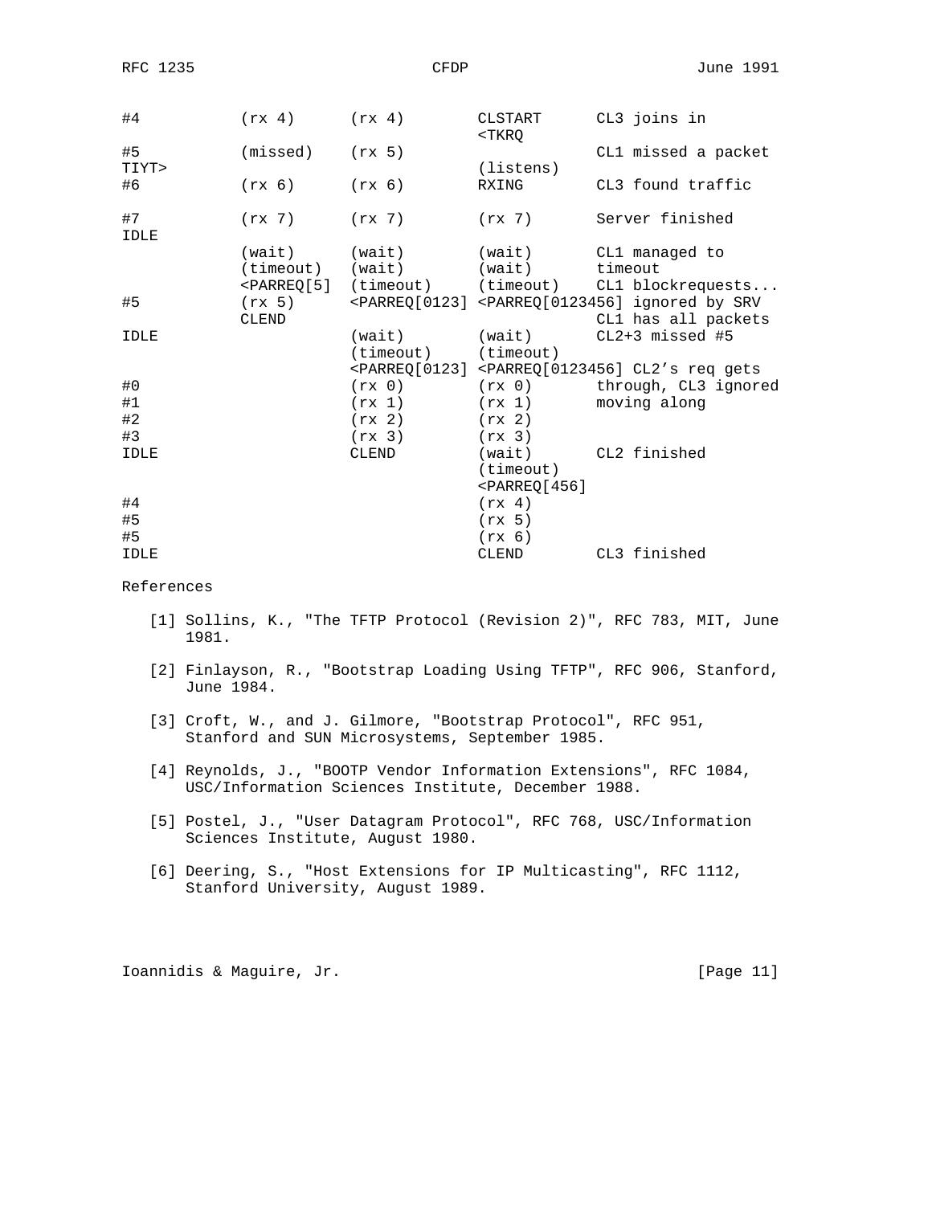```
#4          (rx 4)      (rx 4)       CLSTART      CL3 joins in
                                     <TKRQ
#5          (missed)    (rx 5)                    CL1 missed a packet
TIYT>                                (listens)
#6          (rx 6)      (rx 6)       RXING        CL3 found traffic

#7          (rx 7)      (rx 7)       (rx 7)       Server finished
IDLE
            (wait)      (wait)       (wait)       CL1 managed to
            (timeout)   (wait)       (wait)       timeout
            <PARREQ[5]  (timeout)    (timeout)    CL1 blockrequests...
#5          (rx 5)      <PARREQ[0123] <PARREQ[0123456] ignored by SRV
            CLEND                                 CL1 has all packets
IDLE                    (wait)       (wait)       CL2+3 missed #5
                        (timeout)    (timeout)
                        <PARREQ[0123] <PARREQ[0123456] CL2's req gets
#0                      (rx 0)       (rx 0)       through, CL3 ignored
#1                      (rx 1)       (rx 1)       moving along
#2                      (rx 2)       (rx 2)
#3                      (rx 3)       (rx 3)
IDLE                    CLEND        (wait)       CL2 finished
                                     (timeout)
                                     <PARREQ[456]
#4                                   (rx 4)
#5                                   (rx 5)
#5                                   (rx 6)
IDLE                                 CLEND        CL3 finished
```

## References

[1] Sollins, K., "The TFTP Protocol (Revision 2)", RFC 783, MIT, June 1981.

[2] Finlayson, R., "Bootstrap Loading Using TFTP", RFC 906, Stanford, June 1984.

[3] Croft, W., and J. Gilmore, "Bootstrap Protocol", RFC 951, Stanford and SUN Microsystems, September 1985.

[4] Reynolds, J., "BOOTP Vendor Information Extensions", RFC 1084, USC/Information Sciences Institute, December 1988.

[5] Postel, J., "User Datagram Protocol", RFC 768, USC/Information Sciences Institute, August 1980.

[6] Deering, S., "Host Extensions for IP Multicasting", RFC 1112, Stanford University, August 1989.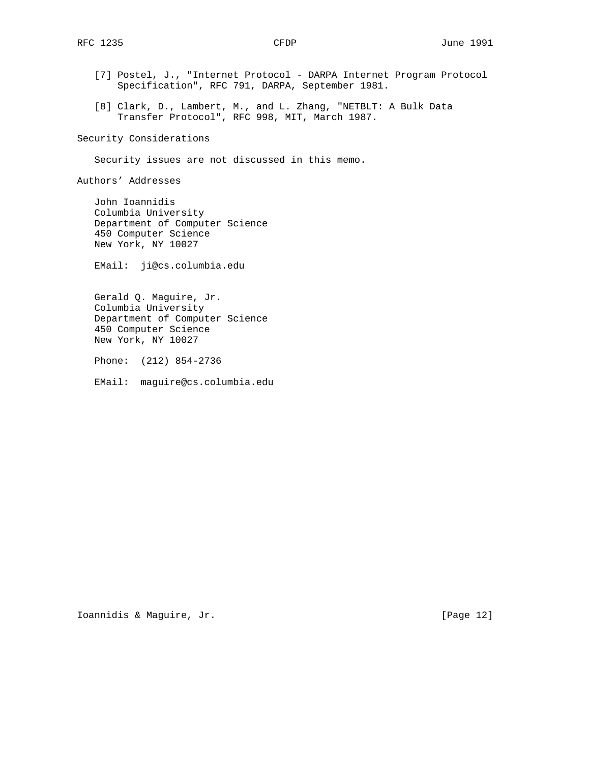[7] Postel, J., "Internet Protocol - DARPA Internet Program Protocol Specification", RFC 791, DARPA, September 1981.

[8] Clark, D., Lambert, M., and L. Zhang, "NETBLT: A Bulk Data Transfer Protocol", RFC 998, MIT, March 1987.

## Security Considerations

Security issues are not discussed in this memo.

## Authors' Addresses

John Ioannidis
Columbia University
Department of Computer Science
450 Computer Science
New York, NY 10027

EMail: ji@cs.columbia.edu

Gerald Q. Maguire, Jr.
Columbia University
Department of Computer Science
450 Computer Science
New York, NY 10027

Phone: (212) 854-2736

EMail: maguire@cs.columbia.edu